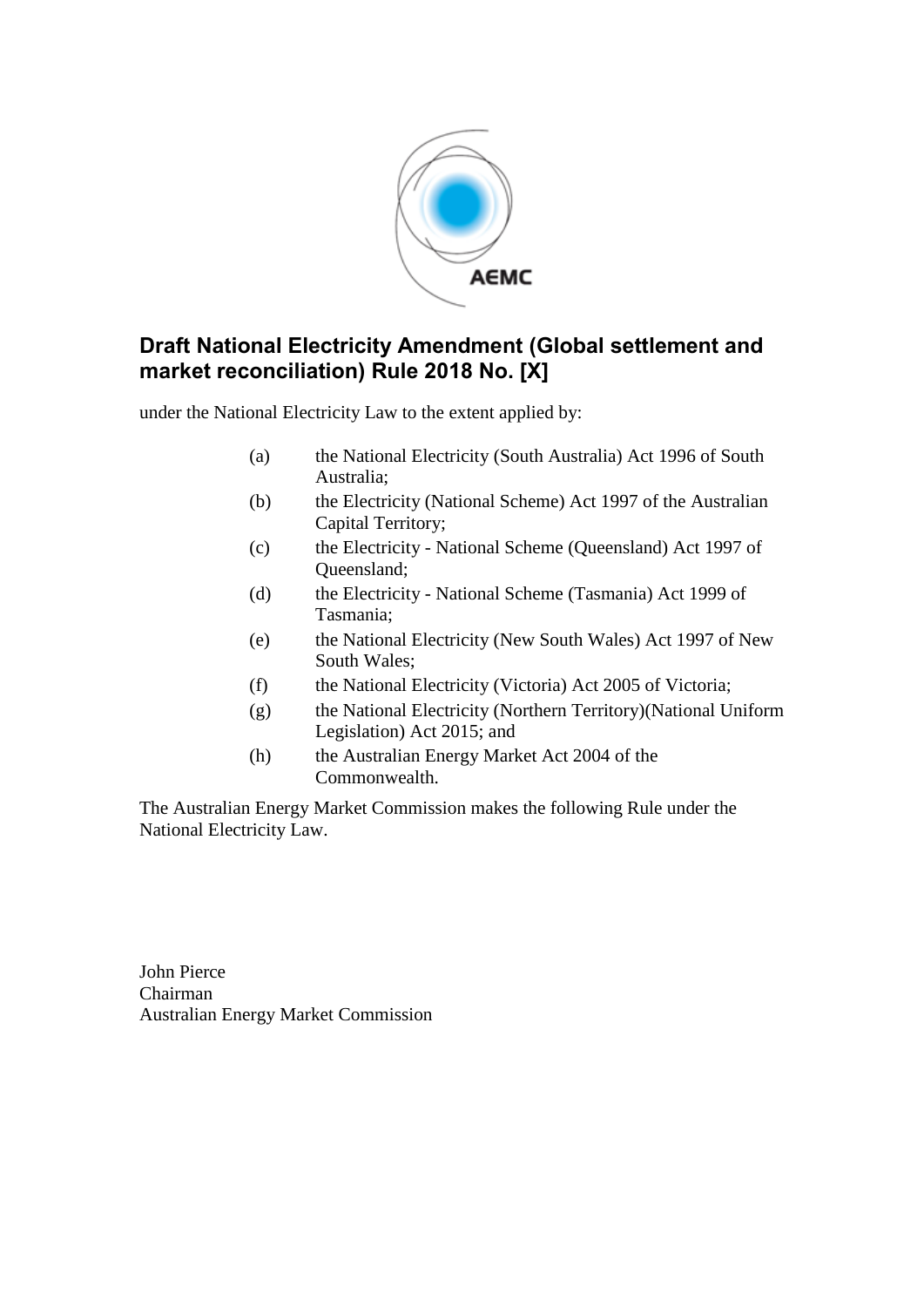# Draft National Electricity Amendment (Global settlement and market reconciliation) Rule 2018 No. [X]

under the National Electricity Law to the extent applied by:

(a) the National Electricity (South Australia) Act 1996 of South Australia;

(b) the Electricity (National Scheme) Act 1997 of the Australian Capital Territory;

(c) the Electricity - National Scheme (Queensland) Act 1997 of Queensland;

(d) the Electricity - National Scheme (Tasmania) Act 1999 of Tasmania;

(e) the National Electricity (New South Wales) Act 1997 of New South Wales;

(f) the National Electricity (Victoria) Act 2005 of Victoria;

(g) the National Electricity (Northern Territory)(National Uniform Legislation) Act 2015; and

(h) the Australian Energy Market Act 2004 of the Commonwealth.

The Australian Energy Market Commission makes the following Rule under the National Electricity Law.

John Pierce
Chairman
Australian Energy Market Commission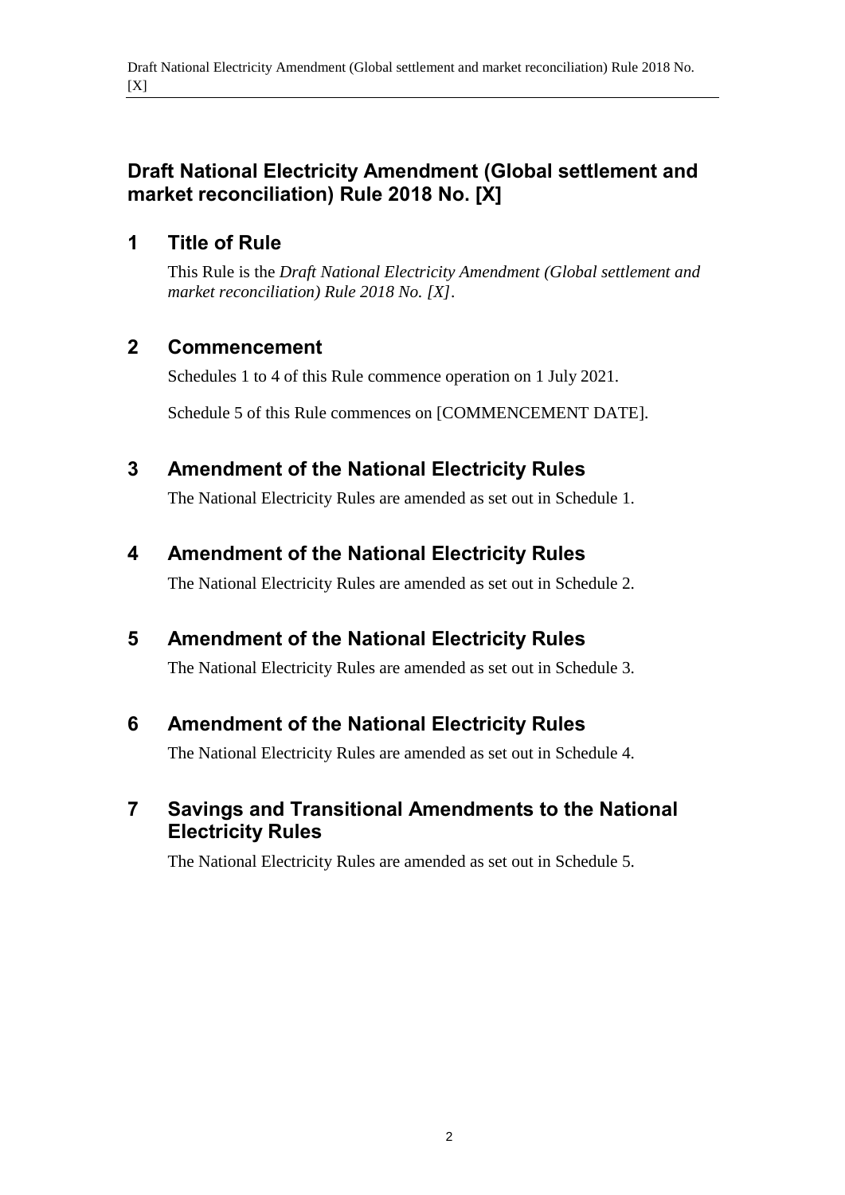# Draft National Electricity Amendment (Global settlement and market reconciliation) Rule 2018 No. [X]

## 1 Title of Rule

This Rule is the *Draft National Electricity Amendment (Global settlement and market reconciliation) Rule 2018 No. [X]*.

## 2 Commencement

Schedules 1 to 4 of this Rule commence operation on 1 July 2021.

Schedule 5 of this Rule commences on [COMMENCEMENT DATE].

## 3 Amendment of the National Electricity Rules

The National Electricity Rules are amended as set out in Schedule 1.

## 4 Amendment of the National Electricity Rules

The National Electricity Rules are amended as set out in Schedule 2.

## 5 Amendment of the National Electricity Rules

The National Electricity Rules are amended as set out in Schedule 3.

## 6 Amendment of the National Electricity Rules

The National Electricity Rules are amended as set out in Schedule 4.

## 7 Savings and Transitional Amendments to the National Electricity Rules

The National Electricity Rules are amended as set out in Schedule 5.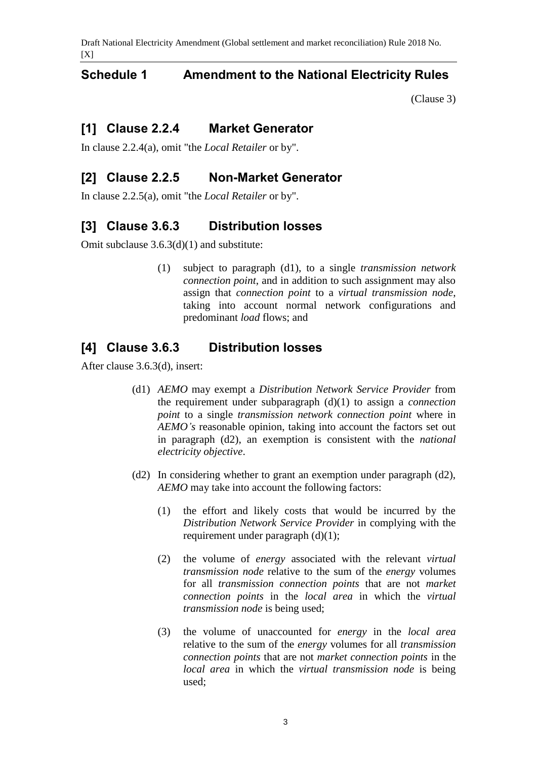## Schedule 1 Amendment to the National Electricity Rules

(Clause 3)

### [1] Clause 2.2.4 Market Generator

In clause 2.2.4(a), omit "the *Local Retailer* or by".

### [2] Clause 2.2.5 Non-Market Generator

In clause 2.2.5(a), omit "the *Local Retailer* or by".

### [3] Clause 3.6.3 Distribution losses

Omit subclause 3.6.3(d)(1) and substitute:

> (1) subject to paragraph (d1), to a single *transmission network connection point*, and in addition to such assignment may also assign that *connection point* to a *virtual transmission node*, taking into account normal network configurations and predominant *load* flows; and

### [4] Clause 3.6.3 Distribution losses

After clause 3.6.3(d), insert:

> (d1) *AEMO* may exempt a *Distribution Network Service Provider* from the requirement under subparagraph (d)(1) to assign a *connection point* to a single *transmission network connection point* where in *AEMO's* reasonable opinion, taking into account the factors set out in paragraph (d2), an exemption is consistent with the *national electricity objective*.
>
> (d2) In considering whether to grant an exemption under paragraph (d2), *AEMO* may take into account the following factors:
>
> (1) the effort and likely costs that would be incurred by the *Distribution Network Service Provider* in complying with the requirement under paragraph (d)(1);
>
> (2) the volume of *energy* associated with the relevant *virtual transmission node* relative to the sum of the *energy* volumes for all *transmission connection points* that are not *market connection points* in the *local area* in which the *virtual transmission node* is being used;
>
> (3) the volume of unaccounted for *energy* in the *local area* relative to the sum of the *energy* volumes for all *transmission connection points* that are not *market connection points* in the *local area* in which the *virtual transmission node* is being used;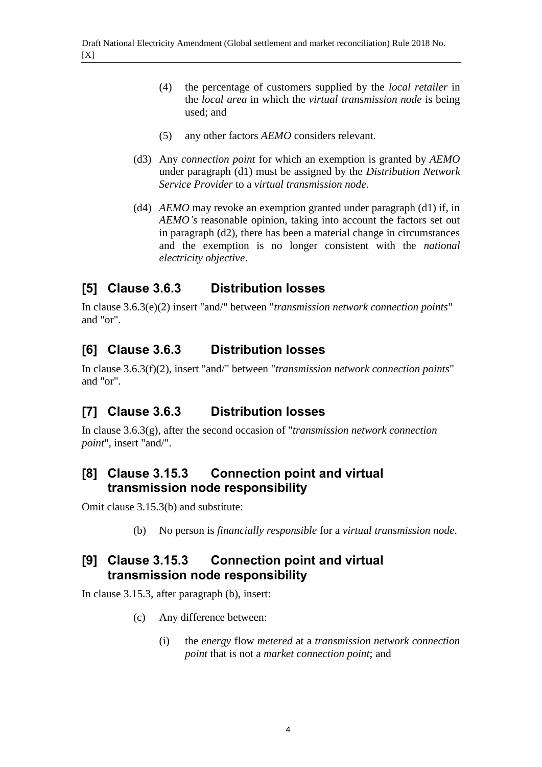(4) the percentage of customers supplied by the *local retailer* in the *local area* in which the *virtual transmission node* is being used; and

(5) any other factors *AEMO* considers relevant.

(d3) Any *connection point* for which an exemption is granted by *AEMO* under paragraph (d1) must be assigned by the *Distribution Network Service Provider* to a *virtual transmission node*.

(d4) *AEMO* may revoke an exemption granted under paragraph (d1) if, in *AEMO's* reasonable opinion, taking into account the factors set out in paragraph (d2), there has been a material change in circumstances and the exemption is no longer consistent with the *national electricity objective*.

## [5] Clause 3.6.3 Distribution losses

In clause 3.6.3(e)(2) insert "and/" between "*transmission network connection points*" and "or".

## [6] Clause 3.6.3 Distribution losses

In clause 3.6.3(f)(2), insert "and/" between "*transmission network connection points*" and "or".

## [7] Clause 3.6.3 Distribution losses

In clause 3.6.3(g), after the second occasion of "*transmission network connection point*", insert "and/".

## [8] Clause 3.15.3 Connection point and virtual transmission node responsibility

Omit clause 3.15.3(b) and substitute:

(b) No person is *financially responsible* for a *virtual transmission node*.

## [9] Clause 3.15.3 Connection point and virtual transmission node responsibility

In clause 3.15.3, after paragraph (b), insert:

(c) Any difference between:

(i) the *energy* flow *metered* at a *transmission network connection point* that is not a *market connection point*; and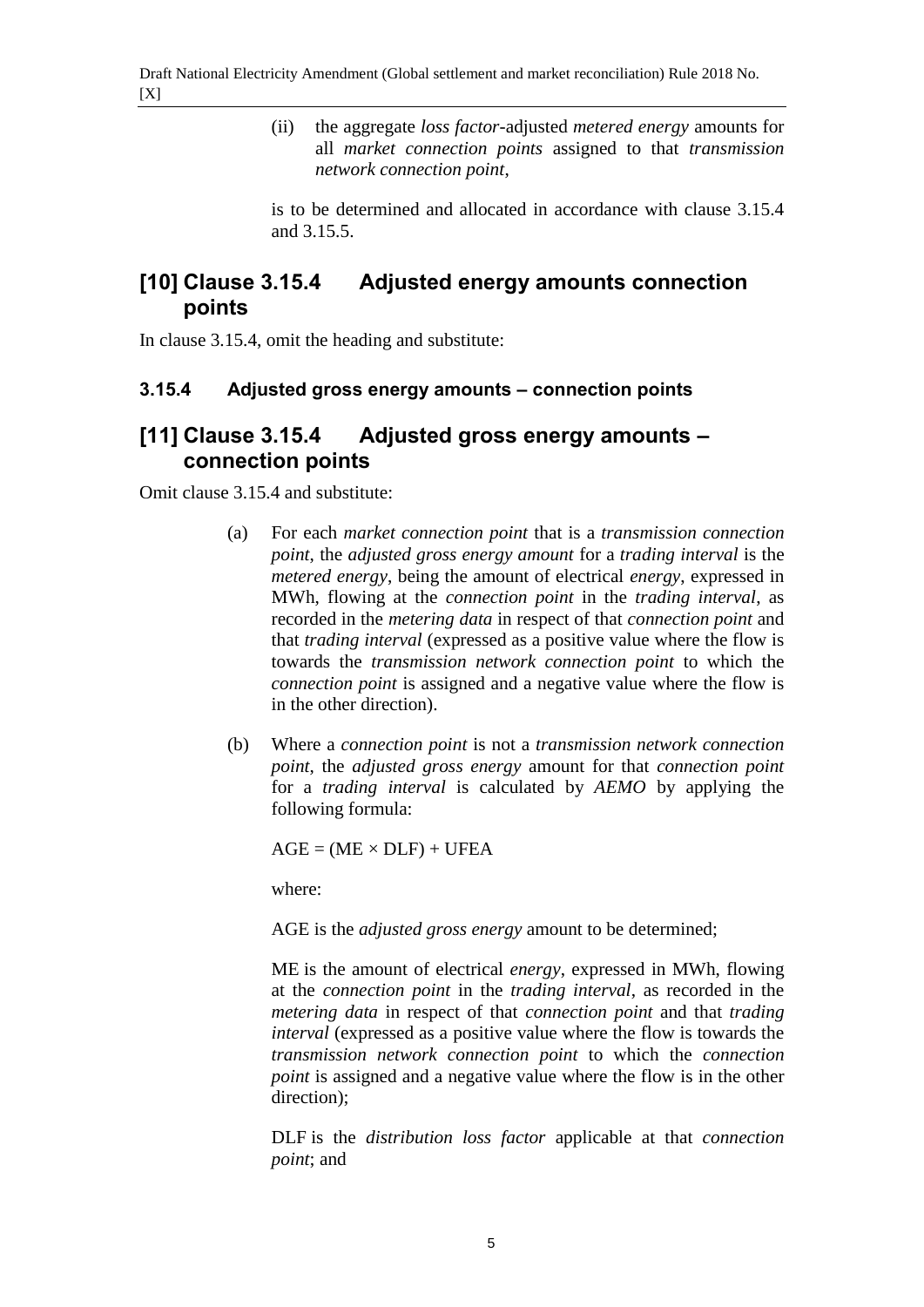(ii) the aggregate *loss factor*-adjusted *metered energy* amounts for all *market connection points* assigned to that *transmission network connection point*,

is to be determined and allocated in accordance with clause 3.15.4 and 3.15.5.

## [10] Clause 3.15.4 Adjusted energy amounts connection points

In clause 3.15.4, omit the heading and substitute:

### 3.15.4 Adjusted gross energy amounts – connection points

## [11] Clause 3.15.4 Adjusted gross energy amounts – connection points

Omit clause 3.15.4 and substitute:

(a) For each *market connection point* that is a *transmission connection point*, the *adjusted gross energy amount* for a *trading interval* is the *metered energy*, being the amount of electrical *energy*, expressed in MWh, flowing at the *connection point* in the *trading interval*, as recorded in the *metering data* in respect of that *connection point* and that *trading interval* (expressed as a positive value where the flow is towards the *transmission network connection point* to which the *connection point* is assigned and a negative value where the flow is in the other direction).

(b) Where a *connection point* is not a *transmission network connection point*, the *adjusted gross energy* amount for that *connection point* for a *trading interval* is calculated by *AEMO* by applying the following formula:

$$AGE = (ME \times DLF) + UFEA$$

where:

AGE is the *adjusted gross energy* amount to be determined;

ME is the amount of electrical *energy*, expressed in MWh, flowing at the *connection point* in the *trading interval*, as recorded in the *metering data* in respect of that *connection point* and that *trading interval* (expressed as a positive value where the flow is towards the *transmission network connection point* to which the *connection point* is assigned and a negative value where the flow is in the other direction);

DLF is the *distribution loss factor* applicable at that *connection point*; and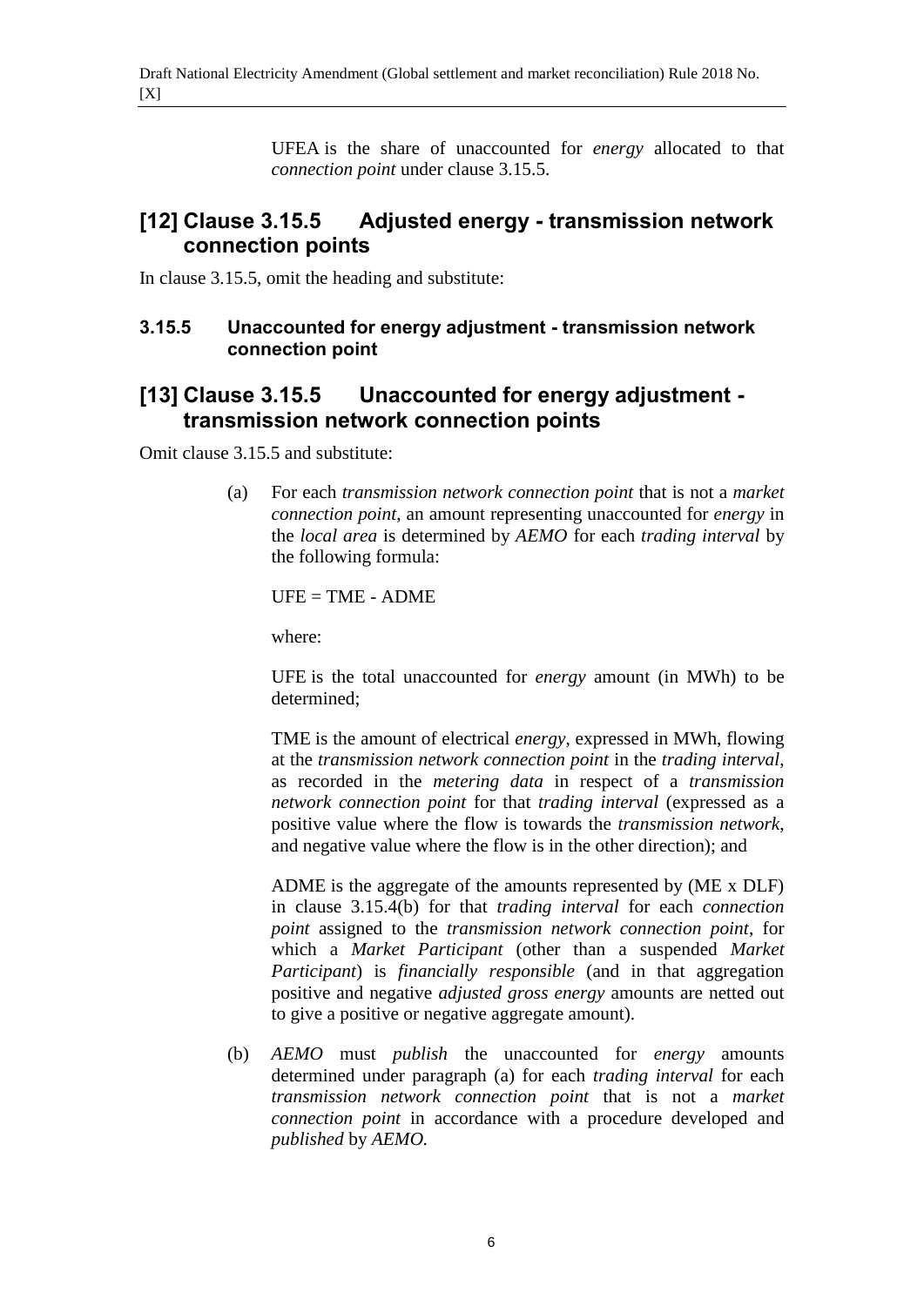UFEA is the share of unaccounted for *energy* allocated to that *connection point* under clause 3.15.5.

## [12] Clause 3.15.5 Adjusted energy - transmission network connection points

In clause 3.15.5, omit the heading and substitute:

### 3.15.5 Unaccounted for energy adjustment - transmission network connection point

## [13] Clause 3.15.5 Unaccounted for energy adjustment - transmission network connection points

Omit clause 3.15.5 and substitute:

(a) For each *transmission network connection point* that is not a *market connection point*, an amount representing unaccounted for *energy* in the *local area* is determined by *AEMO* for each *trading interval* by the following formula:

UFE = TME - ADME

where:

UFE is the total unaccounted for *energy* amount (in MWh) to be determined;

TME is the amount of electrical *energy*, expressed in MWh, flowing at the *transmission network connection point* in the *trading interval*, as recorded in the *metering data* in respect of a *transmission network connection point* for that *trading interval* (expressed as a positive value where the flow is towards the *transmission network*, and negative value where the flow is in the other direction); and

ADME is the aggregate of the amounts represented by (ME x DLF) in clause 3.15.4(b) for that *trading interval* for each *connection point* assigned to the *transmission network connection point*, for which a *Market Participant* (other than a suspended *Market Participant*) is *financially responsible* (and in that aggregation positive and negative *adjusted gross energy* amounts are netted out to give a positive or negative aggregate amount).

(b) *AEMO* must *publish* the unaccounted for *energy* amounts determined under paragraph (a) for each *trading interval* for each *transmission network connection point* that is not a *market connection point* in accordance with a procedure developed and *published* by *AEMO*.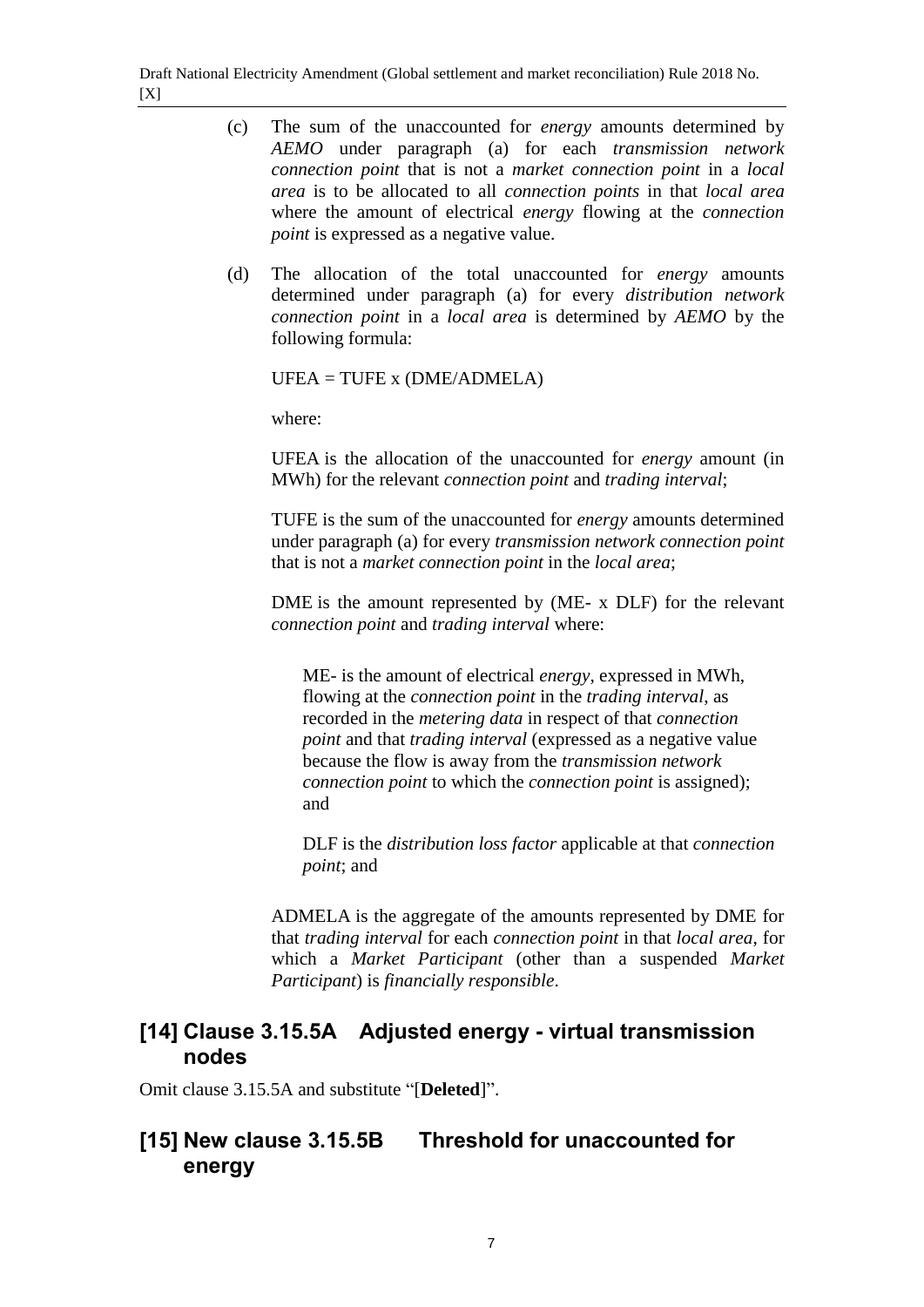(c) The sum of the unaccounted for *energy* amounts determined by *AEMO* under paragraph (a) for each *transmission network connection point* that is not a *market connection point* in a *local area* is to be allocated to all *connection points* in that *local area* where the amount of electrical *energy* flowing at the *connection point* is expressed as a negative value.

(d) The allocation of the total unaccounted for *energy* amounts determined under paragraph (a) for every *distribution network connection point* in a *local area* is determined by *AEMO* by the following formula:

UFEA = TUFE x (DME/ADMELA)

where:

UFEA is the allocation of the unaccounted for *energy* amount (in MWh) for the relevant *connection point* and *trading interval*;

TUFE is the sum of the unaccounted for *energy* amounts determined under paragraph (a) for every *transmission network connection point* that is not a *market connection point* in the *local area*;

DME is the amount represented by (ME- x DLF) for the relevant *connection point* and *trading interval* where:

> ME- is the amount of electrical *energy*, expressed in MWh, flowing at the *connection point* in the *trading interval*, as recorded in the *metering data* in respect of that *connection point* and that *trading interval* (expressed as a negative value because the flow is away from the *transmission network connection point* to which the *connection point* is assigned); and
>
> DLF is the *distribution loss factor* applicable at that *connection point*; and

ADMELA is the aggregate of the amounts represented by DME for that *trading interval* for each *connection point* in that *local area*, for which a *Market Participant* (other than a suspended *Market Participant*) is *financially responsible*.

## [14] Clause 3.15.5A Adjusted energy - virtual transmission nodes

Omit clause 3.15.5A and substitute "[**Deleted**]".

## [15] New clause 3.15.5B Threshold for unaccounted for energy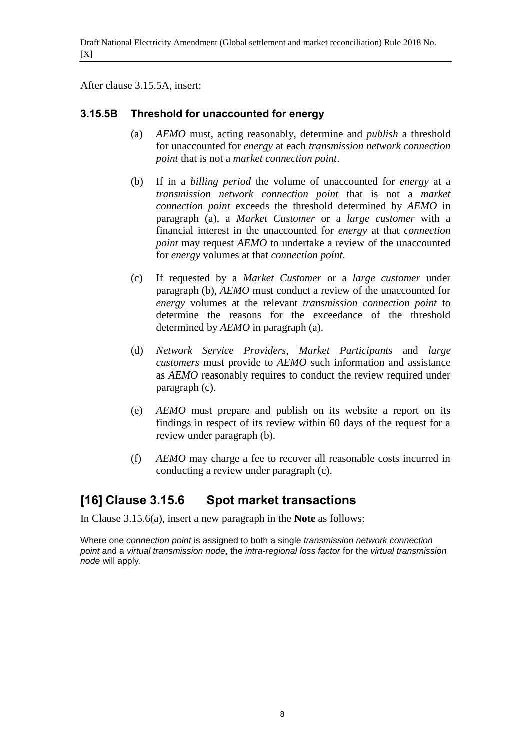After clause 3.15.5A, insert:

### 3.15.5B Threshold for unaccounted for energy

(a) *AEMO* must, acting reasonably, determine and *publish* a threshold for unaccounted for *energy* at each *transmission network connection point* that is not a *market connection point*.

(b) If in a *billing period* the volume of unaccounted for *energy* at a *transmission network connection point* that is not a *market connection point* exceeds the threshold determined by *AEMO* in paragraph (a), a *Market Customer* or a *large customer* with a financial interest in the unaccounted for *energy* at that *connection point* may request *AEMO* to undertake a review of the unaccounted for *energy* volumes at that *connection point*.

(c) If requested by a *Market Customer* or a *large customer* under paragraph (b), *AEMO* must conduct a review of the unaccounted for *energy* volumes at the relevant *transmission connection point* to determine the reasons for the exceedance of the threshold determined by *AEMO* in paragraph (a).

(d) *Network Service Providers*, *Market Participants* and *large customers* must provide to *AEMO* such information and assistance as *AEMO* reasonably requires to conduct the review required under paragraph (c).

(e) *AEMO* must prepare and publish on its website a report on its findings in respect of its review within 60 days of the request for a review under paragraph (b).

(f) *AEMO* may charge a fee to recover all reasonable costs incurred in conducting a review under paragraph (c).

## [16] Clause 3.15.6 Spot market transactions

In Clause 3.15.6(a), insert a new paragraph in the **Note** as follows:

Where one *connection point* is assigned to both a single *transmission network connection point* and a *virtual transmission node*, the *intra-regional loss factor* for the *virtual transmission node* will apply.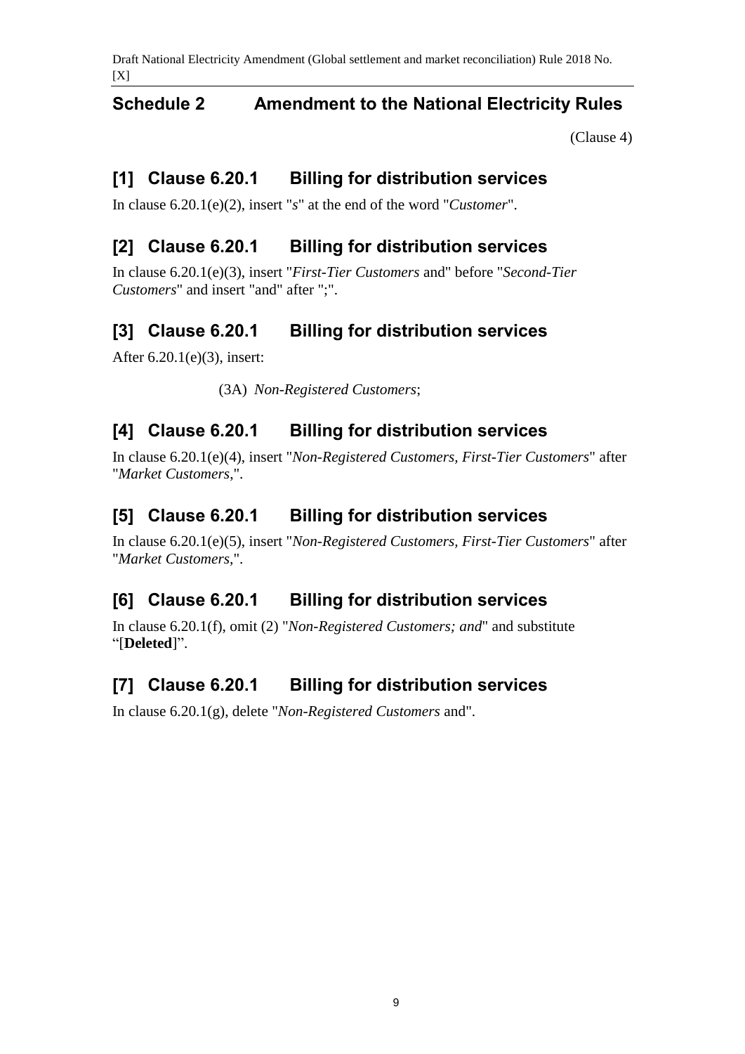## Schedule 2 Amendment to the National Electricity Rules

(Clause 4)

### [1] Clause 6.20.1 Billing for distribution services

In clause 6.20.1(e)(2), insert "s" at the end of the word "*Customer*".

### [2] Clause 6.20.1 Billing for distribution services

In clause 6.20.1(e)(3), insert "*First-Tier Customers* and" before "*Second-Tier Customers*" and insert "and" after ";".

### [3] Clause 6.20.1 Billing for distribution services

After 6.20.1(e)(3), insert:

(3A) *Non-Registered Customers*;

### [4] Clause 6.20.1 Billing for distribution services

In clause 6.20.1(e)(4), insert "*Non-Registered Customers, First-Tier Customers*" after "*Market Customers*,".

### [5] Clause 6.20.1 Billing for distribution services

In clause 6.20.1(e)(5), insert "*Non-Registered Customers, First-Tier Customers*" after "*Market Customers*,".

### [6] Clause 6.20.1 Billing for distribution services

In clause 6.20.1(f), omit (2) "*Non-Registered Customers; and*" and substitute "[**Deleted**]".

### [7] Clause 6.20.1 Billing for distribution services

In clause 6.20.1(g), delete "*Non-Registered Customers* and".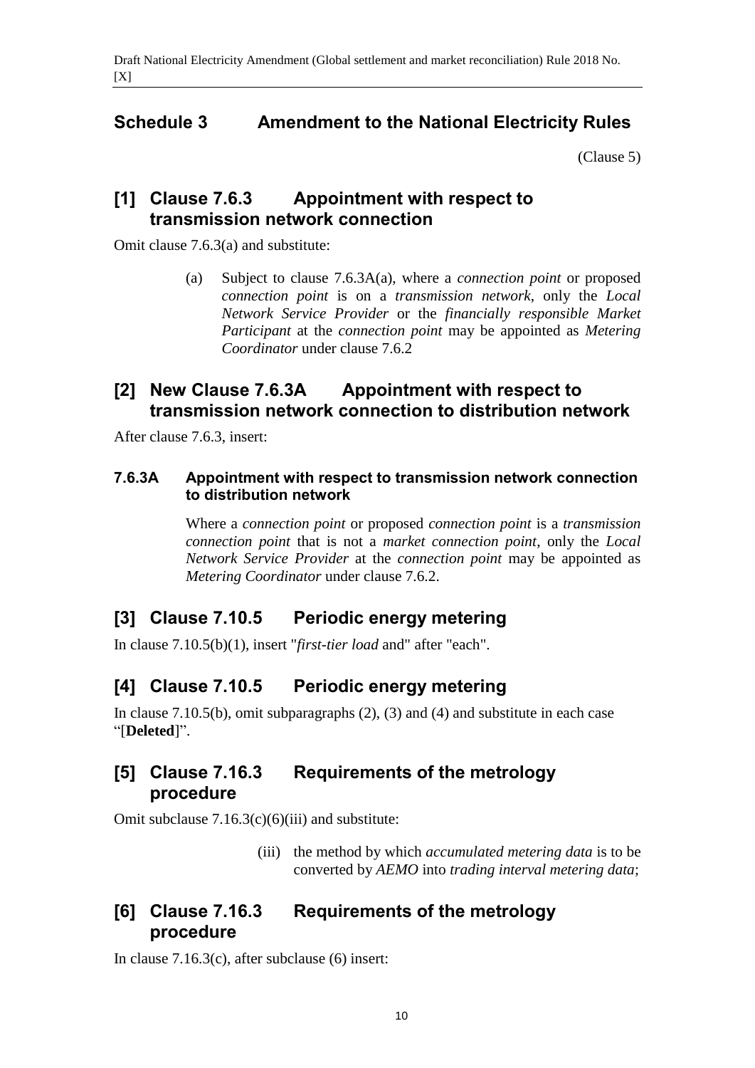# Schedule 3 Amendment to the National Electricity Rules

(Clause 5)

## [1] Clause 7.6.3 Appointment with respect to transmission network connection

Omit clause 7.6.3(a) and substitute:

> (a) Subject to clause 7.6.3A(a), where a *connection point* or proposed *connection point* is on a *transmission network*, only the *Local Network Service Provider* or the *financially responsible Market Participant* at the *connection point* may be appointed as *Metering Coordinator* under clause 7.6.2

## [2] New Clause 7.6.3A Appointment with respect to transmission network connection to distribution network

After clause 7.6.3, insert:

### 7.6.3A Appointment with respect to transmission network connection to distribution network

> Where a *connection point* or proposed *connection point* is a *transmission connection point* that is not a *market connection point*, only the *Local Network Service Provider* at the *connection point* may be appointed as *Metering Coordinator* under clause 7.6.2.

## [3] Clause 7.10.5 Periodic energy metering

In clause 7.10.5(b)(1), insert "*first-tier load* and" after "each".

## [4] Clause 7.10.5 Periodic energy metering

In clause 7.10.5(b), omit subparagraphs (2), (3) and (4) and substitute in each case "[**Deleted**]".

## [5] Clause 7.16.3 Requirements of the metrology procedure

Omit subclause 7.16.3(c)(6)(iii) and substitute:

> (iii) the method by which *accumulated metering data* is to be converted by *AEMO* into *trading interval metering data*;

## [6] Clause 7.16.3 Requirements of the metrology procedure

In clause 7.16.3(c), after subclause (6) insert: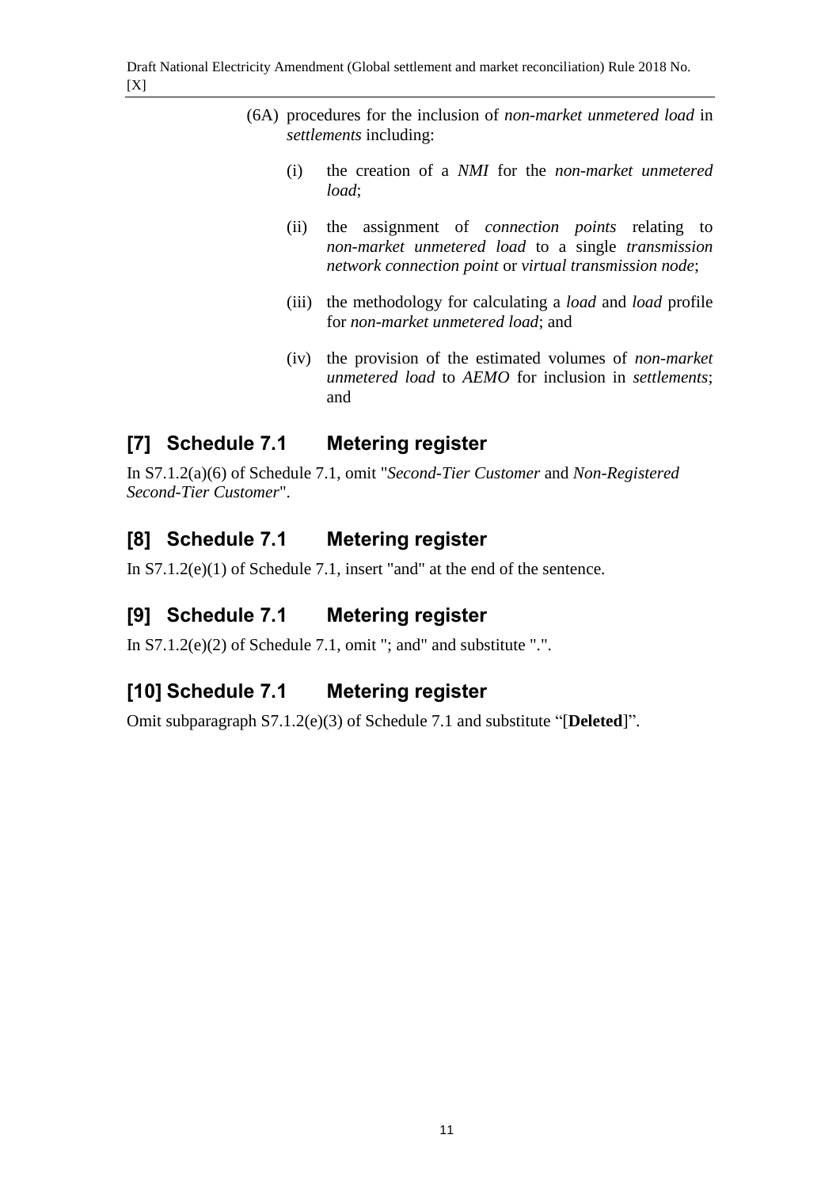(6A) procedures for the inclusion of *non-market unmetered load* in *settlements* including:

(i) the creation of a *NMI* for the *non-market unmetered load*;

(ii) the assignment of *connection points* relating to *non-market unmetered load* to a single *transmission network connection point* or *virtual transmission node*;

(iii) the methodology for calculating a *load* and *load* profile for *non-market unmetered load*; and

(iv) the provision of the estimated volumes of *non-market unmetered load* to *AEMO* for inclusion in *settlements*; and

## [7] Schedule 7.1 Metering register

In S7.1.2(a)(6) of Schedule 7.1, omit "*Second-Tier Customer* and *Non-Registered Second-Tier Customer*".

## [8] Schedule 7.1 Metering register

In S7.1.2(e)(1) of Schedule 7.1, insert "and" at the end of the sentence.

## [9] Schedule 7.1 Metering register

In S7.1.2(e)(2) of Schedule 7.1, omit "; and" and substitute ".".

## [10] Schedule 7.1 Metering register

Omit subparagraph S7.1.2(e)(3) of Schedule 7.1 and substitute "[**Deleted**]".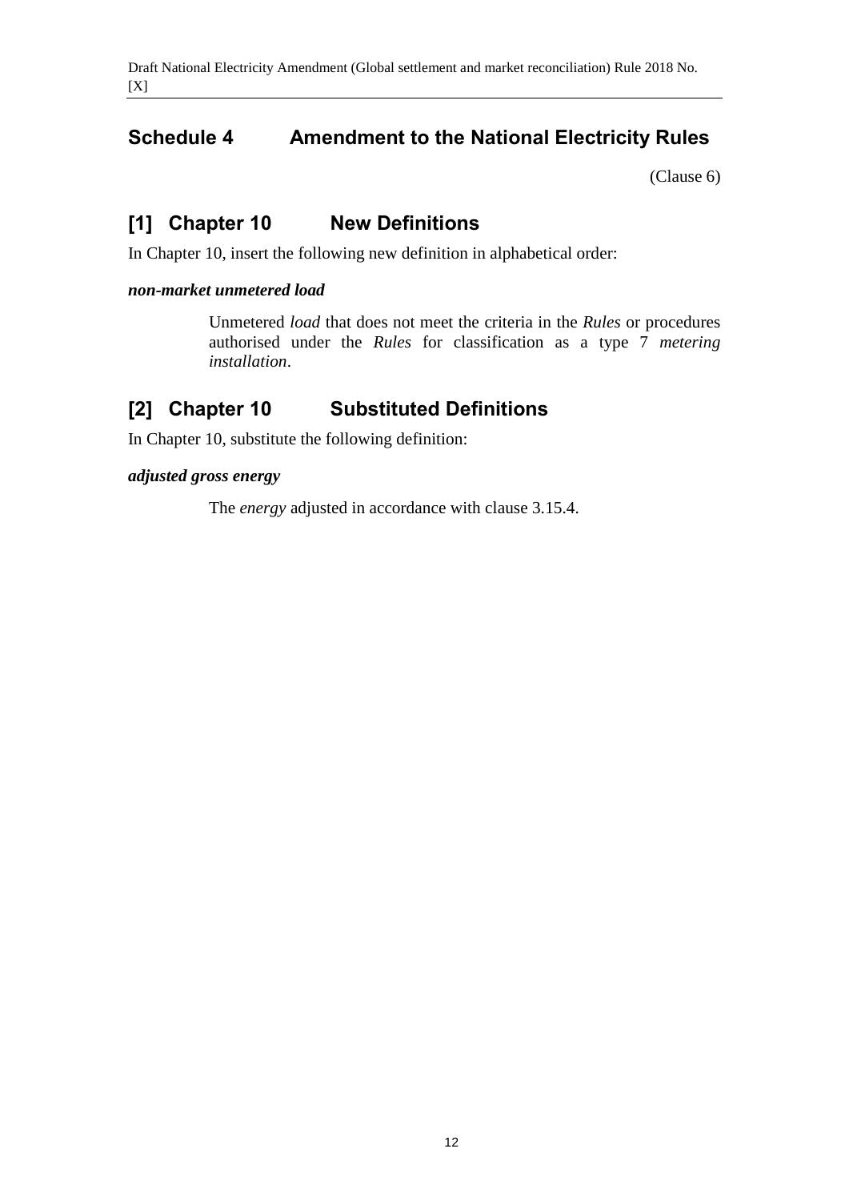## Schedule 4 Amendment to the National Electricity Rules

(Clause 6)

## [1] Chapter 10 New Definitions

In Chapter 10, insert the following new definition in alphabetical order:

***non-market unmetered load***

Unmetered *load* that does not meet the criteria in the *Rules* or procedures authorised under the *Rules* for classification as a type 7 *metering installation*.

## [2] Chapter 10 Substituted Definitions

In Chapter 10, substitute the following definition:

***adjusted gross energy***

The *energy* adjusted in accordance with clause 3.15.4.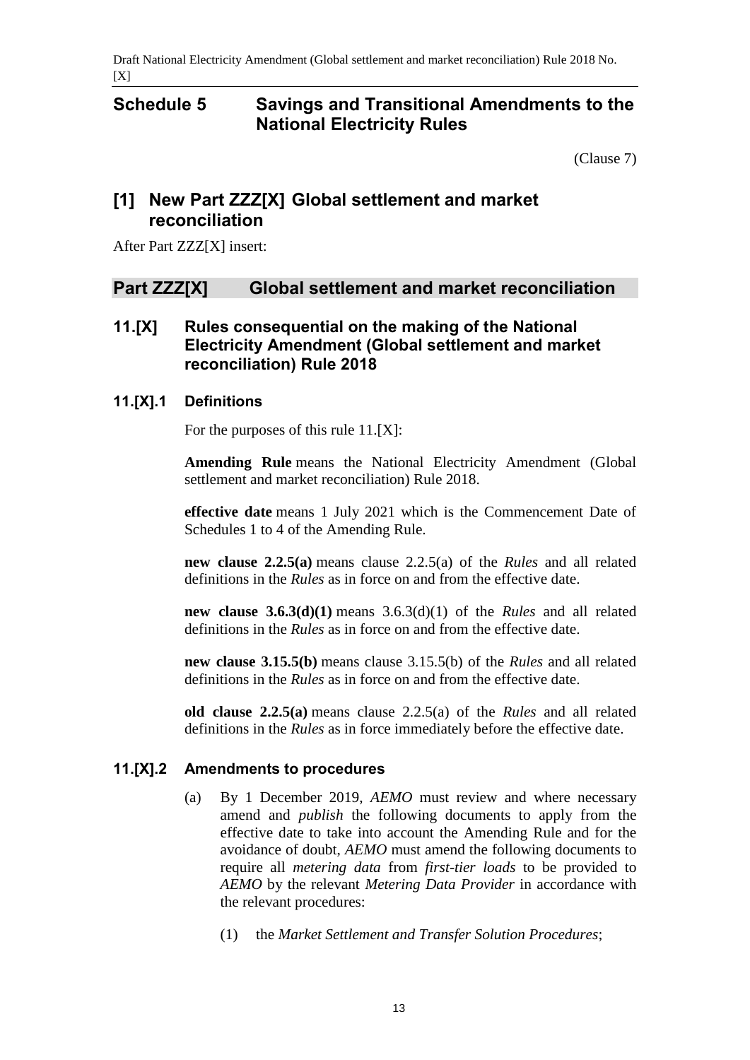# Schedule 5 Savings and Transitional Amendments to the National Electricity Rules

(Clause 7)

## [1] New Part ZZZ[X] Global settlement and market reconciliation

After Part ZZZ[X] insert:

## Part ZZZ[X] Global settlement and market reconciliation

### 11.[X] Rules consequential on the making of the National Electricity Amendment (Global settlement and market reconciliation) Rule 2018

#### 11.[X].1 Definitions

For the purposes of this rule 11.[X]:

**Amending Rule** means the National Electricity Amendment (Global settlement and market reconciliation) Rule 2018.

**effective date** means 1 July 2021 which is the Commencement Date of Schedules 1 to 4 of the Amending Rule.

**new clause 2.2.5(a)** means clause 2.2.5(a) of the *Rules* and all related definitions in the *Rules* as in force on and from the effective date.

**new clause 3.6.3(d)(1)** means 3.6.3(d)(1) of the *Rules* and all related definitions in the *Rules* as in force on and from the effective date.

**new clause 3.15.5(b)** means clause 3.15.5(b) of the *Rules* and all related definitions in the *Rules* as in force on and from the effective date.

**old clause 2.2.5(a)** means clause 2.2.5(a) of the *Rules* and all related definitions in the *Rules* as in force immediately before the effective date.

#### 11.[X].2 Amendments to procedures

(a) By 1 December 2019, *AEMO* must review and where necessary amend and *publish* the following documents to apply from the effective date to take into account the Amending Rule and for the avoidance of doubt, *AEMO* must amend the following documents to require all *metering data* from *first-tier loads* to be provided to *AEMO* by the relevant *Metering Data Provider* in accordance with the relevant procedures:

(1) the *Market Settlement and Transfer Solution Procedures*;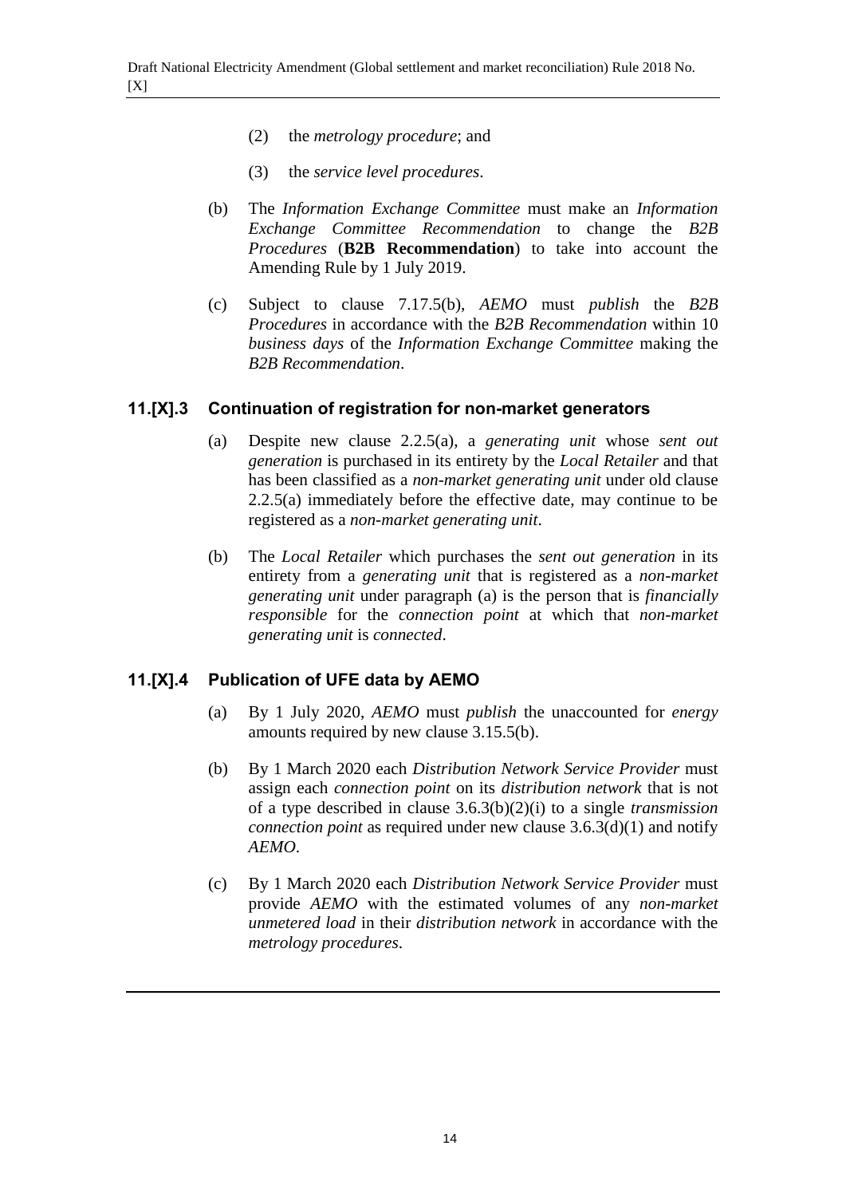(2) the *metrology procedure*; and

(3) the *service level procedures*.

(b) The *Information Exchange Committee* must make an *Information Exchange Committee Recommendation* to change the *B2B Procedures* (**B2B Recommendation**) to take into account the Amending Rule by 1 July 2019.

(c) Subject to clause 7.17.5(b), *AEMO* must *publish* the *B2B Procedures* in accordance with the *B2B Recommendation* within 10 *business days* of the *Information Exchange Committee* making the *B2B Recommendation*.

### 11.[X].3 Continuation of registration for non-market generators

(a) Despite new clause 2.2.5(a), a *generating unit* whose *sent out generation* is purchased in its entirety by the *Local Retailer* and that has been classified as a *non-market generating unit* under old clause 2.2.5(a) immediately before the effective date, may continue to be registered as a *non-market generating unit*.

(b) The *Local Retailer* which purchases the *sent out generation* in its entirety from a *generating unit* that is registered as a *non-market generating unit* under paragraph (a) is the person that is *financially responsible* for the *connection point* at which that *non-market generating unit* is *connected*.

### 11.[X].4 Publication of UFE data by AEMO

(a) By 1 July 2020, *AEMO* must *publish* the unaccounted for *energy* amounts required by new clause 3.15.5(b).

(b) By 1 March 2020 each *Distribution Network Service Provider* must assign each *connection point* on its *distribution network* that is not of a type described in clause 3.6.3(b)(2)(i) to a single *transmission connection point* as required under new clause 3.6.3(d)(1) and notify *AEMO*.

(c) By 1 March 2020 each *Distribution Network Service Provider* must provide *AEMO* with the estimated volumes of any *non-market unmetered load* in their *distribution network* in accordance with the *metrology procedures*.